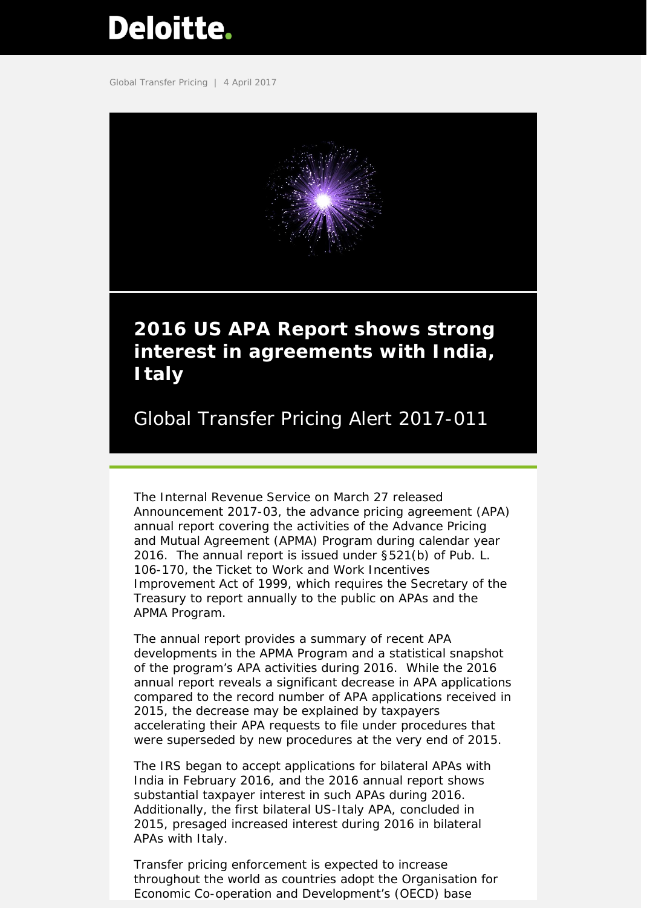Deloitte.

Global Transfer Pricing | 4 April 2017

# 2016 US APA Report shows strong interest in agreements with India, Italy

## Global Transfer Pricing Alert 2017-011

The Internal Revenue Service on March 27 released Announcement 2017-03, the advance pricing agreement (APA) annual report covering the activities of the Advance Pricing and Mutual Agreement (APMA) Program during calendar year 2016. The annual report is issued under §521(b) of Pub. L. 106-170, the Ticket to Work and Work Incentives Improvement Act of 1999, which requires the Secretary of the Treasury to report annually to the public on APAs and the APMA Program.

The annual report provides a summary of recent APA developments in the APMA Program and a statistical snapshot of the program's APA activities during 2016. While the 2016 annual report reveals a significant decrease in APA applications compared to the record number of APA applications received in 2015, the decrease may be explained by taxpayers accelerating their APA requests to file under procedures that were superseded by new procedures at the very end of 2015.

The IRS began to accept applications for bilateral APAs with India in February 2016, and the 2016 annual report shows substantial taxpayer interest in such APAs during 2016. Additionally, the first bilateral US-Italy APA, concluded in 2015, presaged increased interest during 2016 in bilateral APAs with Italy.

Transfer pricing enforcement is expected to increase throughout the world as countries adopt the Organisation for Economic Co-operation and Development's (OECD) base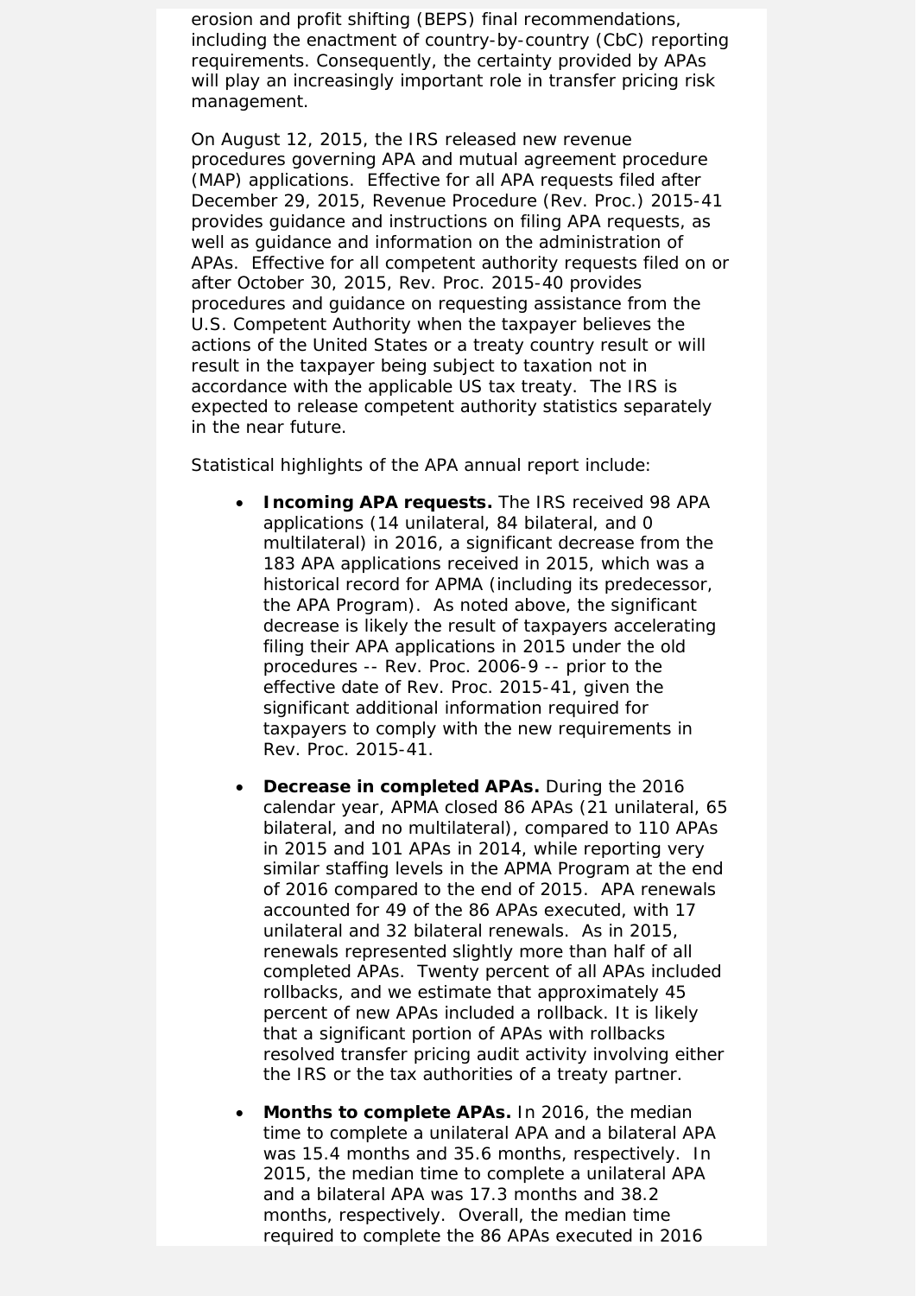erosion and profit shifting (BEPS) final recommendations, including the enactment of country-by-country (CbC) reporting requirements. Consequently, the certainty provided by APAs will play an increasingly important role in transfer pricing risk management.

On August 12, 2015, the IRS released new revenue procedures governing APA and mutual agreement procedure (MAP) applications. Effective for all APA requests filed after December 29, 2015, Revenue Procedure (Rev. Proc.) 2015-41 provides guidance and instructions on filing APA requests, as well as guidance and information on the administration of APAs. Effective for all competent authority requests filed on or after October 30, 2015, Rev. Proc. 2015-40 provides procedures and guidance on requesting assistance from the U.S. Competent Authority when the taxpayer believes the actions of the United States or a treaty country result or will result in the taxpayer being subject to taxation not in accordance with the applicable US tax treaty. The IRS is expected to release competent authority statistics separately in the near future.

Statistical highlights of the APA annual report include:

- **Incoming APA requests.** The IRS received 98 APA applications (14 unilateral, 84 bilateral, and 0 multilateral) in 2016, a significant decrease from the 183 APA applications received in 2015, which was a historical record for APMA (including its predecessor, the APA Program). As noted above, the significant decrease is likely the result of taxpayers accelerating filing their APA applications in 2015 under the old procedures -- Rev. Proc. 2006-9 -- prior to the effective date of Rev. Proc. 2015-41, given the significant additional information required for taxpayers to comply with the new requirements in Rev. Proc. 2015-41.

- **Decrease in completed APAs.** During the 2016 calendar year, APMA closed 86 APAs (21 unilateral, 65 bilateral, and no multilateral), compared to 110 APAs in 2015 and 101 APAs in 2014, while reporting very similar staffing levels in the APMA Program at the end of 2016 compared to the end of 2015. APA renewals accounted for 49 of the 86 APAs executed, with 17 unilateral and 32 bilateral renewals. As in 2015, renewals represented slightly more than half of all completed APAs. Twenty percent of all APAs included rollbacks, and we estimate that approximately 45 percent of new APAs included a rollback. It is likely that a significant portion of APAs with rollbacks resolved transfer pricing audit activity involving either the IRS or the tax authorities of a treaty partner.

- **Months to complete APAs.** In 2016, the median time to complete a unilateral APA and a bilateral APA was 15.4 months and 35.6 months, respectively. In 2015, the median time to complete a unilateral APA and a bilateral APA was 17.3 months and 38.2 months, respectively. Overall, the median time required to complete the 86 APAs executed in 2016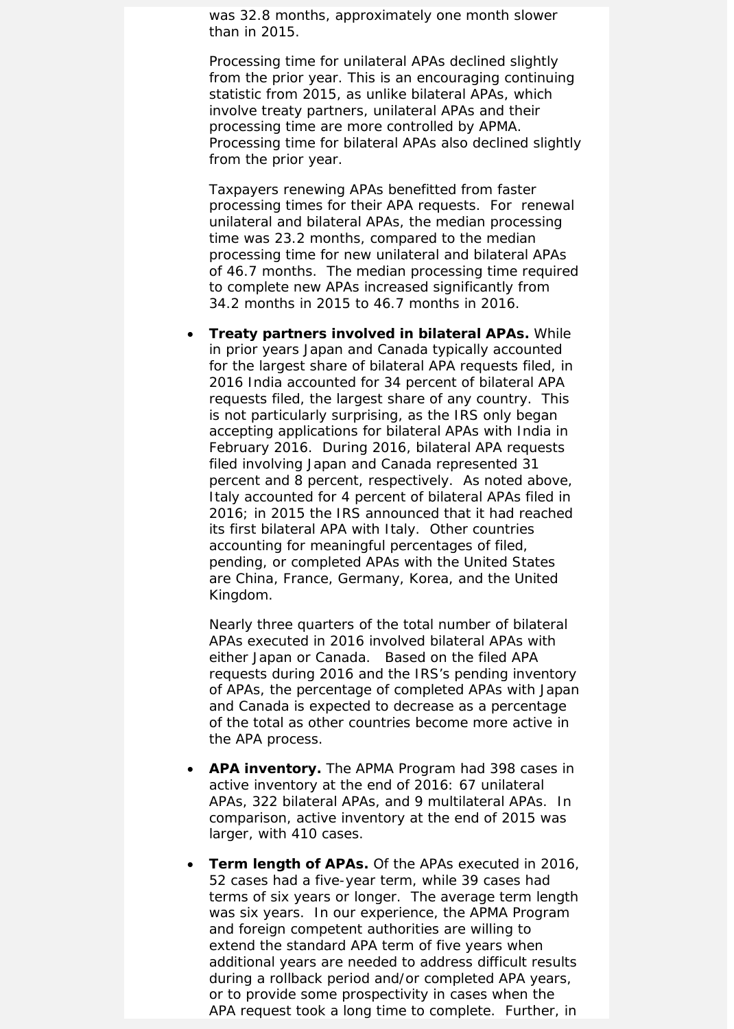was 32.8 months, approximately one month slower than in 2015.

Processing time for unilateral APAs declined slightly from the prior year. This is an encouraging continuing statistic from 2015, as unlike bilateral APAs, which involve treaty partners, unilateral APAs and their processing time are more controlled by APMA. Processing time for bilateral APAs also declined slightly from the prior year.

Taxpayers renewing APAs benefitted from faster processing times for their APA requests. For renewal unilateral and bilateral APAs, the median processing time was 23.2 months, compared to the median processing time for new unilateral and bilateral APAs of 46.7 months. The median processing time required to complete new APAs increased significantly from 34.2 months in 2015 to 46.7 months in 2016.

- **Treaty partners involved in bilateral APAs.** While in prior years Japan and Canada typically accounted for the largest share of bilateral APA requests filed, in 2016 India accounted for 34 percent of bilateral APA requests filed, the largest share of any country. This is not particularly surprising, as the IRS only began accepting applications for bilateral APAs with India in February 2016. During 2016, bilateral APA requests filed involving Japan and Canada represented 31 percent and 8 percent, respectively. As noted above, Italy accounted for 4 percent of bilateral APAs filed in 2016; in 2015 the IRS announced that it had reached its first bilateral APA with Italy. Other countries accounting for meaningful percentages of filed, pending, or completed APAs with the United States are China, France, Germany, Korea, and the United Kingdom.

  Nearly three quarters of the total number of bilateral APAs executed in 2016 involved bilateral APAs with either Japan or Canada. Based on the filed APA requests during 2016 and the IRS's pending inventory of APAs, the percentage of completed APAs with Japan and Canada is expected to decrease as a percentage of the total as other countries become more active in the APA process.

- **APA inventory.** The APMA Program had 398 cases in active inventory at the end of 2016: 67 unilateral APAs, 322 bilateral APAs, and 9 multilateral APAs. In comparison, active inventory at the end of 2015 was larger, with 410 cases.

- **Term length of APAs.** Of the APAs executed in 2016, 52 cases had a five-year term, while 39 cases had terms of six years or longer. The average term length was six years. In our experience, the APMA Program and foreign competent authorities are willing to extend the standard APA term of five years when additional years are needed to address difficult results during a rollback period and/or completed APA years, or to provide some prospectivity in cases when the APA request took a long time to complete. Further, in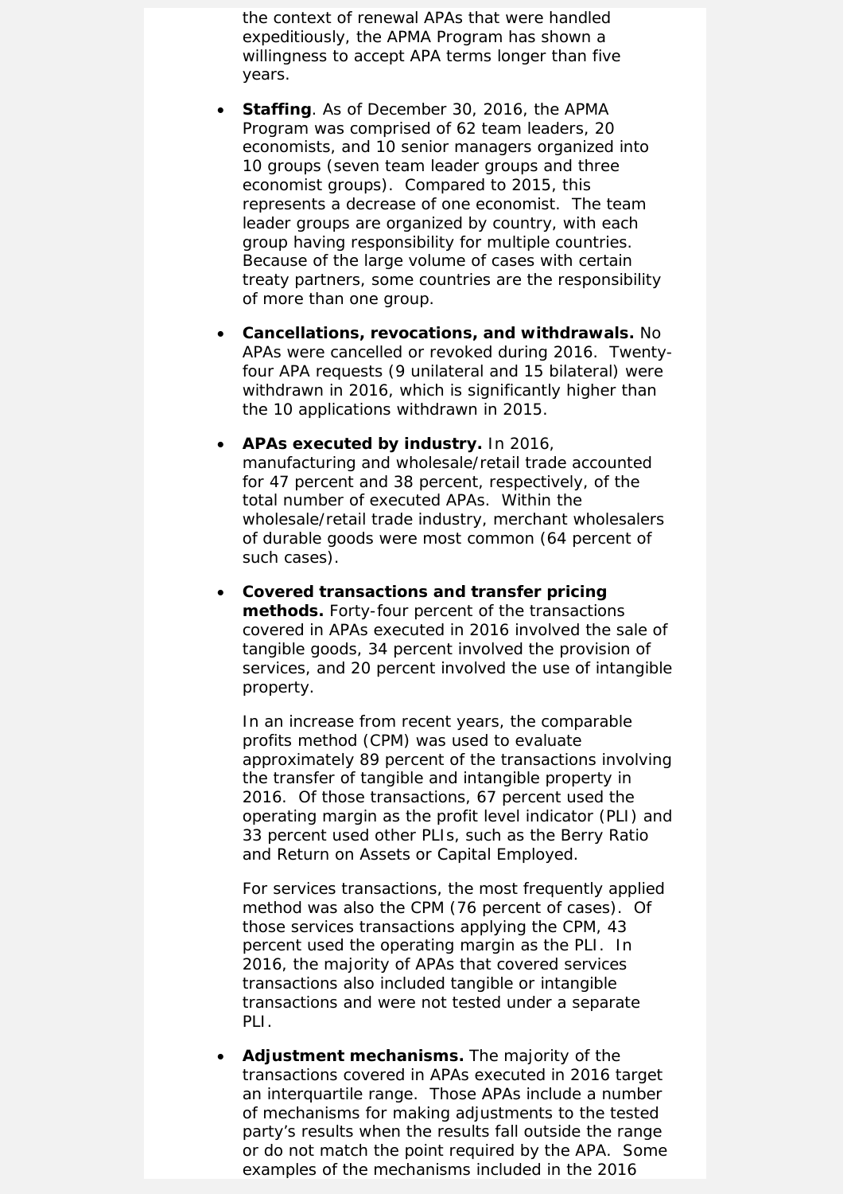the context of renewal APAs that were handled expeditiously, the APMA Program has shown a willingness to accept APA terms longer than five years.

- **Staffing**. As of December 30, 2016, the APMA Program was comprised of 62 team leaders, 20 economists, and 10 senior managers organized into 10 groups (seven team leader groups and three economist groups). Compared to 2015, this represents a decrease of one economist. The team leader groups are organized by country, with each group having responsibility for multiple countries. Because of the large volume of cases with certain treaty partners, some countries are the responsibility of more than one group.

- **Cancellations, revocations, and withdrawals.** No APAs were cancelled or revoked during 2016. Twenty-four APA requests (9 unilateral and 15 bilateral) were withdrawn in 2016, which is significantly higher than the 10 applications withdrawn in 2015.

- **APAs executed by industry.** In 2016, manufacturing and wholesale/retail trade accounted for 47 percent and 38 percent, respectively, of the total number of executed APAs. Within the wholesale/retail trade industry, merchant wholesalers of durable goods were most common (64 percent of such cases).

- **Covered transactions and transfer pricing methods.** Forty-four percent of the transactions covered in APAs executed in 2016 involved the sale of tangible goods, 34 percent involved the provision of services, and 20 percent involved the use of intangible property.

  In an increase from recent years, the comparable profits method (CPM) was used to evaluate approximately 89 percent of the transactions involving the transfer of tangible and intangible property in 2016. Of those transactions, 67 percent used the operating margin as the profit level indicator (PLI) and 33 percent used other PLIs, such as the Berry Ratio and Return on Assets or Capital Employed.

  For services transactions, the most frequently applied method was also the CPM (76 percent of cases). Of those services transactions applying the CPM, 43 percent used the operating margin as the PLI. In 2016, the majority of APAs that covered services transactions also included tangible or intangible transactions and were not tested under a separate PLI.

- **Adjustment mechanisms.** The majority of the transactions covered in APAs executed in 2016 target an interquartile range. Those APAs include a number of mechanisms for making adjustments to the tested party's results when the results fall outside the range or do not match the point required by the APA. Some examples of the mechanisms included in the 2016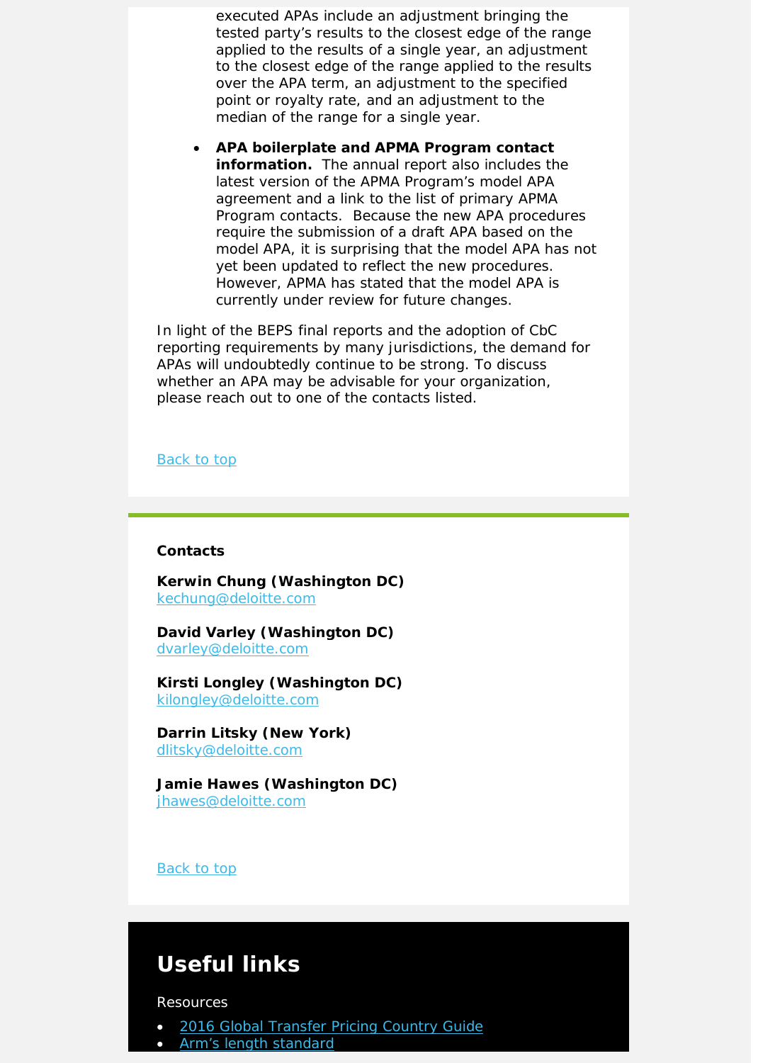executed APAs include an adjustment bringing the tested party's results to the closest edge of the range applied to the results of a single year, an adjustment to the closest edge of the range applied to the results over the APA term, an adjustment to the specified point or royalty rate, and an adjustment to the median of the range for a single year.

- **APA boilerplate and APMA Program contact information.** The annual report also includes the latest version of the APMA Program's model APA agreement and a link to the list of primary APMA Program contacts. Because the new APA procedures require the submission of a draft APA based on the model APA, it is surprising that the model APA has not yet been updated to reflect the new procedures. However, APMA has stated that the model APA is currently under review for future changes.

In light of the BEPS final reports and the adoption of CbC reporting requirements by many jurisdictions, the demand for APAs will undoubtedly continue to be strong. To discuss whether an APA may be advisable for your organization, please reach out to one of the contacts listed.

Back to top

**Contacts**

**Kerwin Chung (Washington DC)**
kechung@deloitte.com

**David Varley (Washington DC)**
dvarley@deloitte.com

**Kirsti Longley (Washington DC)**
kilongley@deloitte.com

**Darrin Litsky (New York)**
dlitsky@deloitte.com

**Jamie Hawes (Washington DC)**
jhawes@deloitte.com

Back to top

## Useful links

Resources

- 2016 Global Transfer Pricing Country Guide
- Arm's length standard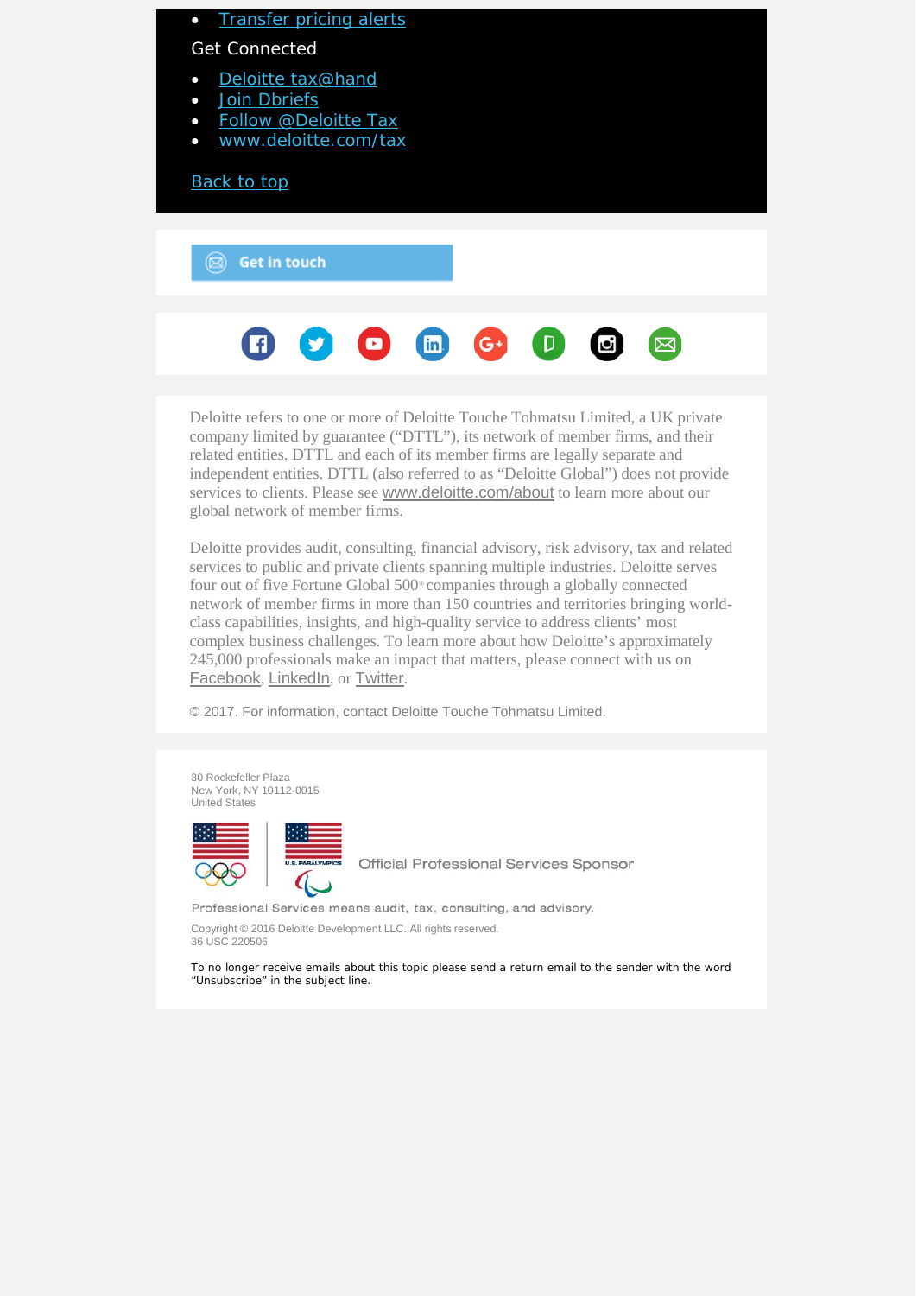- Transfer pricing alerts

Get Connected

- Deloitte tax@hand
- Join Dbriefs
- Follow @Deloitte Tax
- www.deloitte.com/tax

Back to top

Get in touch

Deloitte refers to one or more of Deloitte Touche Tohmatsu Limited, a UK private company limited by guarantee (“DTTL”), its network of member firms, and their related entities. DTTL and each of its member firms are legally separate and independent entities. DTTL (also referred to as “Deloitte Global”) does not provide services to clients. Please see www.deloitte.com/about to learn more about our global network of member firms.

Deloitte provides audit, consulting, financial advisory, risk advisory, tax and related services to public and private clients spanning multiple industries. Deloitte serves four out of five Fortune Global 500® companies through a globally connected network of member firms in more than 150 countries and territories bringing world-class capabilities, insights, and high-quality service to address clients’ most complex business challenges. To learn more about how Deloitte’s approximately 245,000 professionals make an impact that matters, please connect with us on Facebook, LinkedIn, or Twitter.

© 2017. For information, contact Deloitte Touche Tohmatsu Limited.

30 Rockefeller Plaza
New York, NY 10112-0015
United States

Official Professional Services Sponsor

Professional Services means audit, tax, consulting, and advisory.

Copyright © 2016 Deloitte Development LLC. All rights reserved.
36 USC 220506

To no longer receive emails about this topic please send a return email to the sender with the word “Unsubscribe” in the subject line.